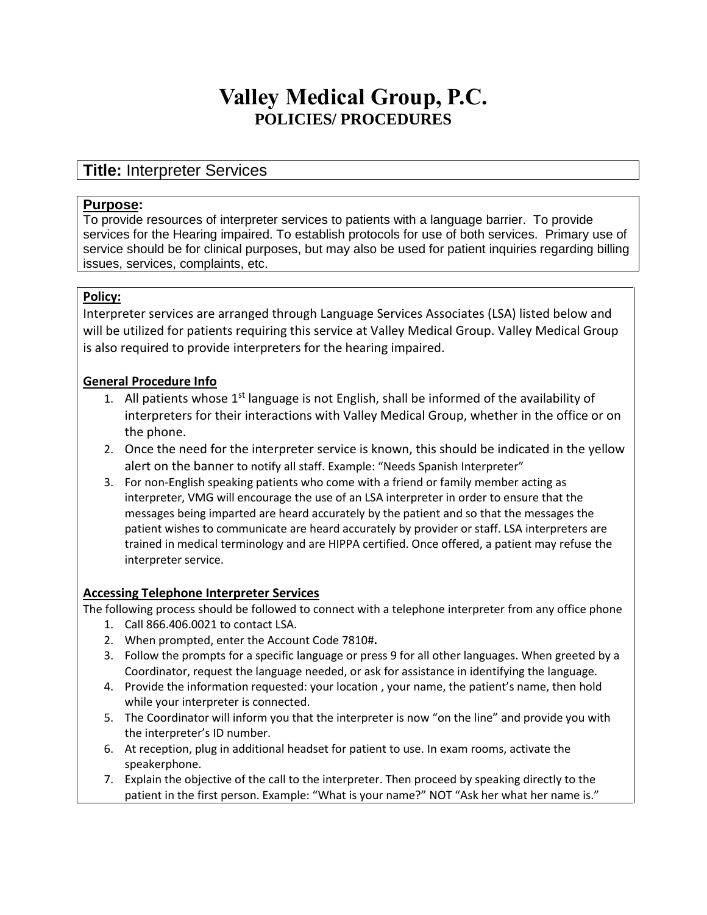# Valley Medical Group, P.C.

## POLICIES/ PROCEDURES

**Title:** Interpreter Services

**Purpose:**

To provide resources of interpreter services to patients with a language barrier. To provide services for the Hearing impaired. To establish protocols for use of both services. Primary use of service should be for clinical purposes, but may also be used for patient inquiries regarding billing issues, services, complaints, etc.

**Policy:**

Interpreter services are arranged through Language Services Associates (LSA) listed below and will be utilized for patients requiring this service at Valley Medical Group. Valley Medical Group is also required to provide interpreters for the hearing impaired.

**General Procedure Info**

1. All patients whose 1st language is not English, shall be informed of the availability of interpreters for their interactions with Valley Medical Group, whether in the office or on the phone.
2. Once the need for the interpreter service is known, this should be indicated in the yellow alert on the banner to notify all staff. Example: "Needs Spanish Interpreter"
3. For non-English speaking patients who come with a friend or family member acting as interpreter, VMG will encourage the use of an LSA interpreter in order to ensure that the messages being imparted are heard accurately by the patient and so that the messages the patient wishes to communicate are heard accurately by provider or staff. LSA interpreters are trained in medical terminology and are HIPPA certified. Once offered, a patient may refuse the interpreter service.

**Accessing Telephone Interpreter Services**

The following process should be followed to connect with a telephone interpreter from any office phone

1. Call 866.406.0021 to contact LSA.
2. When prompted, enter the Account Code 7810#.
3. Follow the prompts for a specific language or press 9 for all other languages. When greeted by a Coordinator, request the language needed, or ask for assistance in identifying the language.
4. Provide the information requested: your location , your name, the patient's name, then hold while your interpreter is connected.
5. The Coordinator will inform you that the interpreter is now "on the line" and provide you with the interpreter's ID number.
6. At reception, plug in additional headset for patient to use. In exam rooms, activate the speakerphone.
7. Explain the objective of the call to the interpreter. Then proceed by speaking directly to the patient in the first person. Example: "What is your name?" NOT "Ask her what her name is."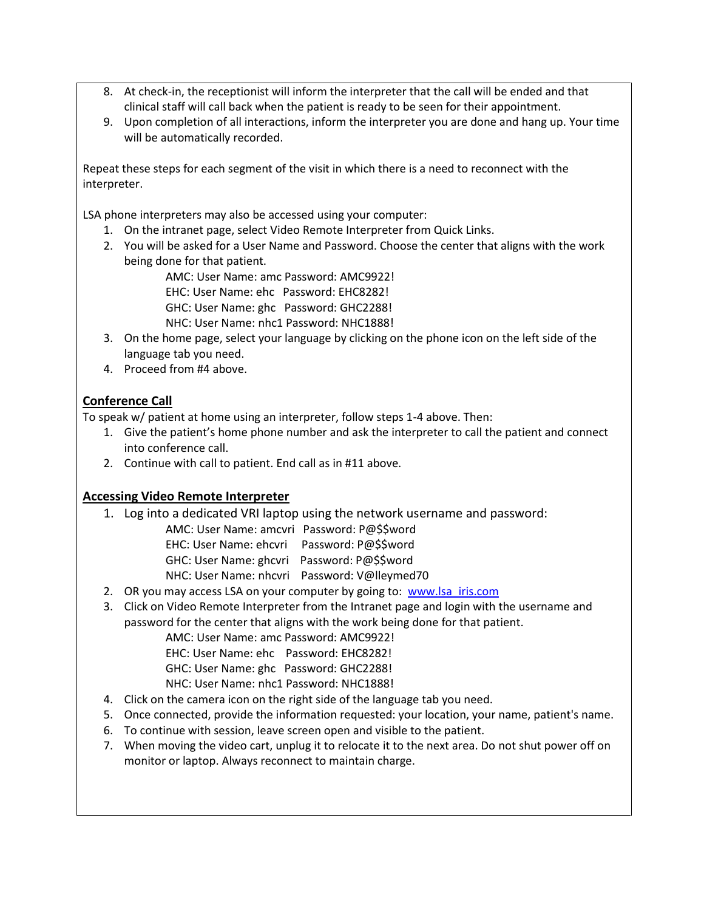8. At check-in, the receptionist will inform the interpreter that the call will be ended and that clinical staff will call back when the patient is ready to be seen for their appointment.
9. Upon completion of all interactions, inform the interpreter you are done and hang up. Your time will be automatically recorded.

Repeat these steps for each segment of the visit in which there is a need to reconnect with the interpreter.

LSA phone interpreters may also be accessed using your computer:

1. On the intranet page, select Video Remote Interpreter from Quick Links.
2. You will be asked for a User Name and Password. Choose the center that aligns with the work being done for that patient.

   AMC: User Name: amc Password: AMC9922!
   EHC: User Name: ehc Password: EHC8282!
   GHC: User Name: ghc Password: GHC2288!
   NHC: User Name: nhc1 Password: NHC1888!
3. On the home page, select your language by clicking on the phone icon on the left side of the language tab you need.
4. Proceed from #4 above.

**Conference Call**

To speak w/ patient at home using an interpreter, follow steps 1-4 above. Then:

1. Give the patient's home phone number and ask the interpreter to call the patient and connect into conference call.
2. Continue with call to patient. End call as in #11 above.

**Accessing Video Remote Interpreter**

1. Log into a dedicated VRI laptop using the network username and password:

   AMC: User Name: amcvri Password: P@$$word
   EHC: User Name: ehcvri Password: P@$$word
   GHC: User Name: ghcvri Password: P@$$word
   NHC: User Name: nhcvri Password: V@lleymed70
2. OR you may access LSA on your computer by going to: www.lsa_iris.com
3. Click on Video Remote Interpreter from the Intranet page and login with the username and password for the center that aligns with the work being done for that patient.

   AMC: User Name: amc Password: AMC9922!
   EHC: User Name: ehc Password: EHC8282!
   GHC: User Name: ghc Password: GHC2288!
   NHC: User Name: nhc1 Password: NHC1888!
4. Click on the camera icon on the right side of the language tab you need.
5. Once connected, provide the information requested: your location, your name, patient's name.
6. To continue with session, leave screen open and visible to the patient.
7. When moving the video cart, unplug it to relocate it to the next area. Do not shut power off on monitor or laptop. Always reconnect to maintain charge.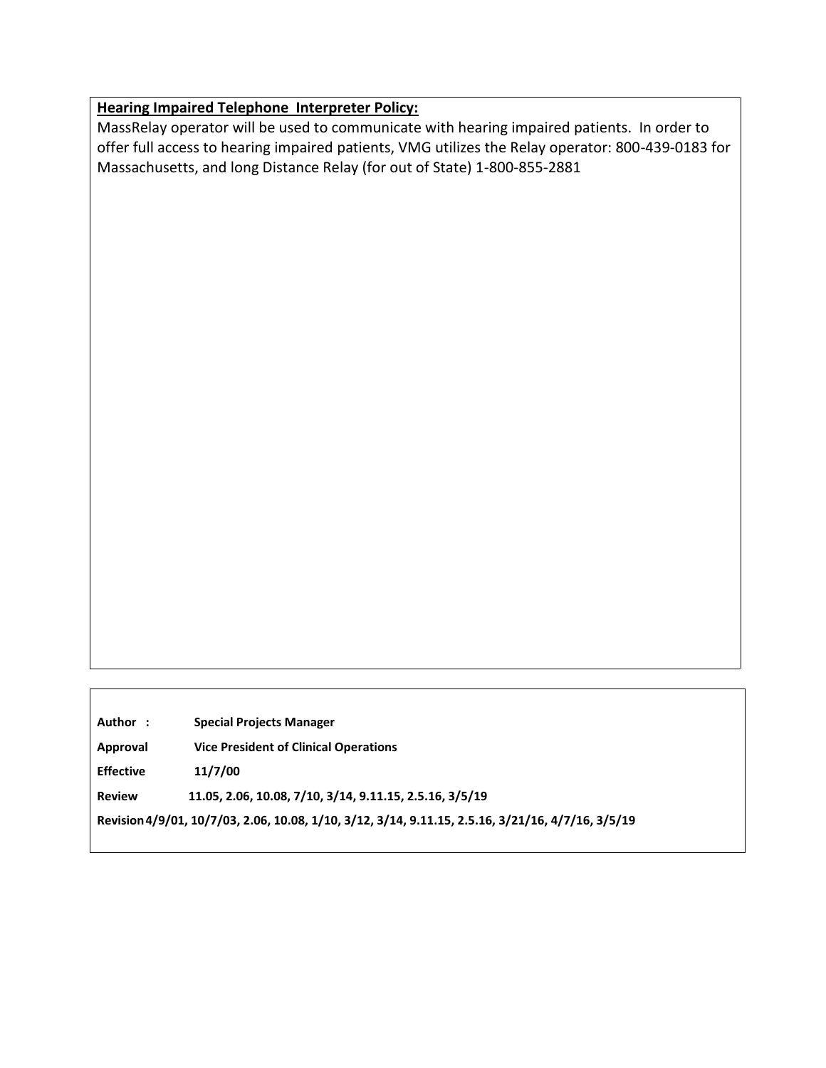**Hearing Impaired Telephone Interpreter Policy:**

MassRelay operator will be used to communicate with hearing impaired patients. In order to offer full access to hearing impaired patients, VMG utilizes the Relay operator: 800-439-0183 for Massachusetts, and long Distance Relay (for out of State) 1-800-855-2881

**Author :** **Special Projects Manager**

**Approval** **Vice President of Clinical Operations**

**Effective** **11/7/00**

**Review** **11.05, 2.06, 10.08, 7/10, 3/14, 9.11.15, 2.5.16, 3/5/19**

**Revision** **4/9/01, 10/7/03, 2.06, 10.08, 1/10, 3/12, 3/14, 9.11.15, 2.5.16, 3/21/16, 4/7/16, 3/5/19**